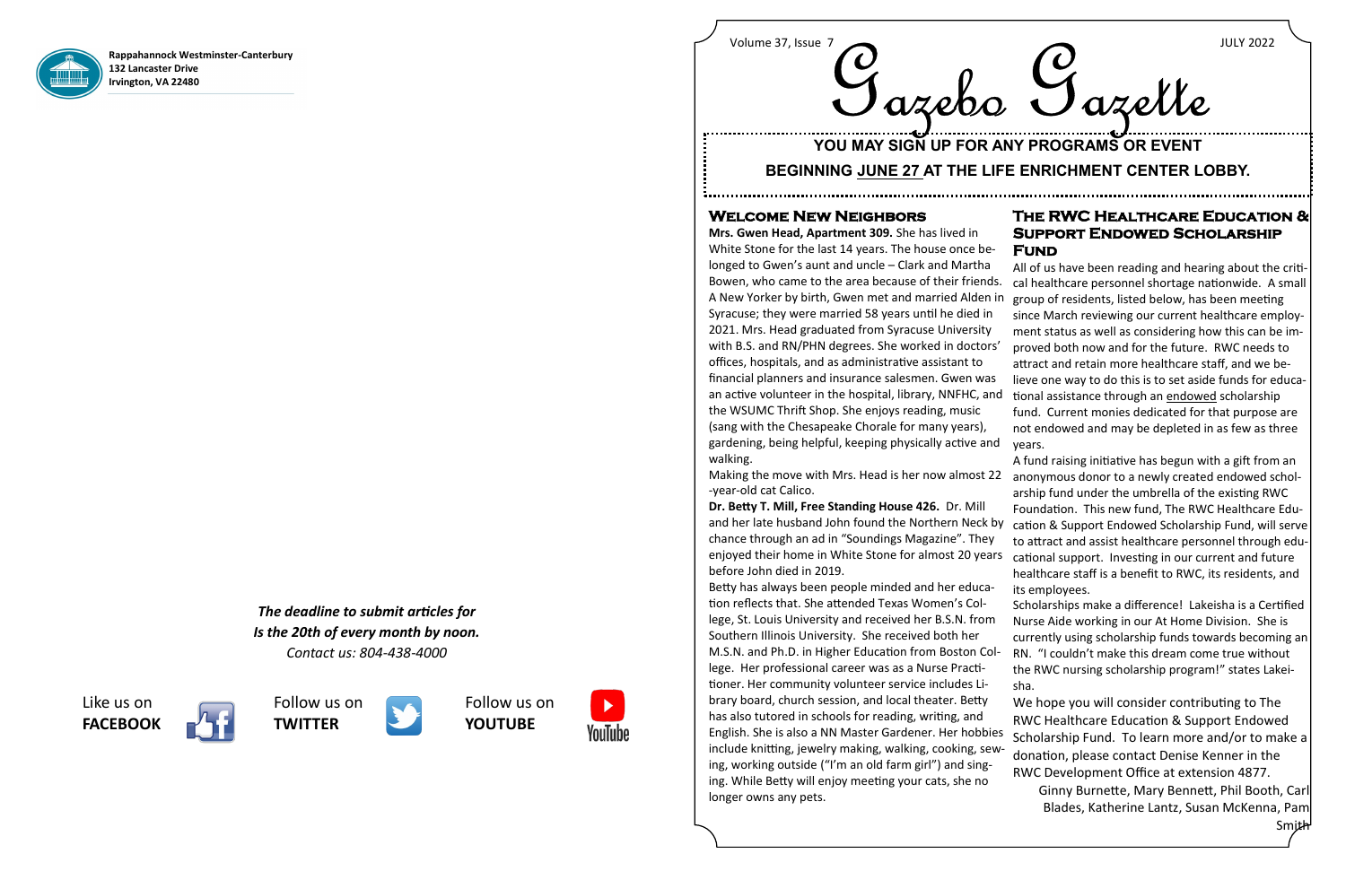**Rappahannock Westminster-Canterbury**
**132 Lancaster Drive**
**Irvington, VA 22480**

*The deadline to submit articles for*
*Is the 20th of every month by noon.*
*Contact us: 804-438-4000*

Like us on **FACEBOOK** | Follow us on **TWITTER** | Follow us on **YOUTUBE**

Volume 37, Issue 7 — JULY 2022

# Gazebo Gazette

**YOU MAY SIGN UP FOR ANY PROGRAMS OR EVENT BEGINNING JUNE 27 AT THE LIFE ENRICHMENT CENTER LOBBY.**

## Welcome New Neighbors

**Mrs. Gwen Head, Apartment 309.** She has lived in White Stone for the last 14 years. The house once belonged to Gwen's aunt and uncle – Clark and Martha Bowen, who came to the area because of their friends. A New Yorker by birth, Gwen met and married Alden in Syracuse; they were married 58 years until he died in 2021. Mrs. Head graduated from Syracuse University with B.S. and RN/PHN degrees. She worked in doctors' offices, hospitals, and as administrative assistant to financial planners and insurance salesmen. Gwen was an active volunteer in the hospital, library, NNFHC, and the WSUMC Thrift Shop. She enjoys reading, music (sang with the Chesapeake Chorale for many years), gardening, being helpful, keeping physically active and walking.

Making the move with Mrs. Head is her now almost 22-year-old cat Calico.

**Dr. Betty T. Mill, Free Standing House 426.** Dr. Mill and her late husband John found the Northern Neck by chance through an ad in "Soundings Magazine". They enjoyed their home in White Stone for almost 20 years before John died in 2019.

Betty has always been people minded and her education reflects that. She attended Texas Women's College, St. Louis University and received her B.S.N. from Southern Illinois University. She received both her M.S.N. and Ph.D. in Higher Education from Boston College. Her professional career was as a Nurse Practitioner. Her community volunteer service includes Library board, church session, and local theater. Betty has also tutored in schools for reading, writing, and English. She is also a NN Master Gardener. Her hobbies include knitting, jewelry making, walking, cooking, sewing, working outside ("I'm an old farm girl") and singing. While Betty will enjoy meeting your cats, she no longer owns any pets.

## The RWC Healthcare Education & Support Endowed Scholarship Fund

All of us have been reading and hearing about the critical healthcare personnel shortage nationwide. A small group of residents, listed below, has been meeting since March reviewing our current healthcare employment status as well as considering how this can be improved both now and for the future. RWC needs to attract and retain more healthcare staff, and we believe one way to do this is to set aside funds for educational assistance through an endowed scholarship fund. Current monies dedicated for that purpose are not endowed and may be depleted in as few as three years.

A fund raising initiative has begun with a gift from an anonymous donor to a newly created endowed scholarship fund under the umbrella of the existing RWC Foundation. This new fund, The RWC Healthcare Education & Support Endowed Scholarship Fund, will serve to attract and assist healthcare personnel through educational support. Investing in our current and future healthcare staff is a benefit to RWC, its residents, and its employees.

Scholarships make a difference! Lakeisha is a Certified Nurse Aide working in our At Home Division. She is currently using scholarship funds towards becoming an RN. "I couldn't make this dream come true without the RWC nursing scholarship program!" states Lakeisha.

We hope you will consider contributing to The RWC Healthcare Education & Support Endowed Scholarship Fund. To learn more and/or to make a donation, please contact Denise Kenner in the RWC Development Office at extension 4877.

Ginny Burnette, Mary Bennett, Phil Booth, Carl Blades, Katherine Lantz, Susan McKenna, Pam Smith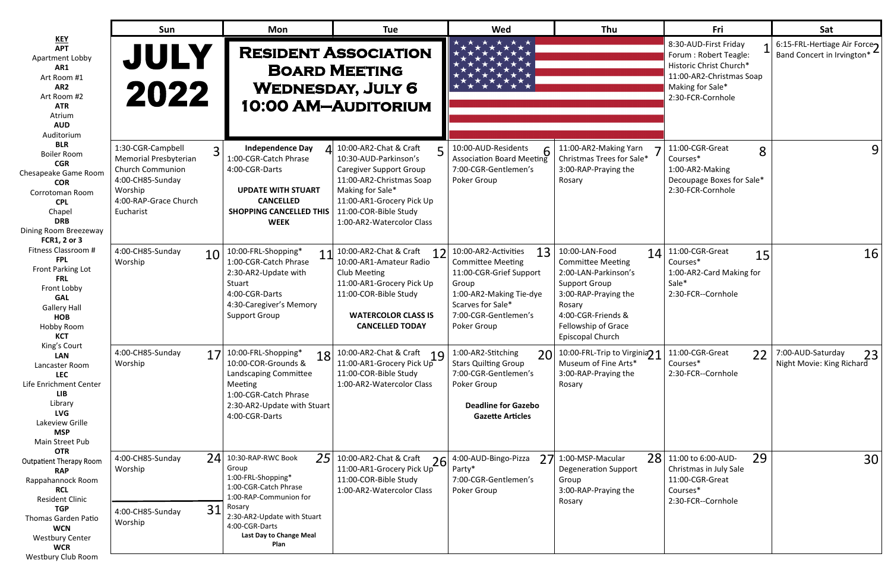**KEY**

**APT** Apartment Lobby
**AR1** Art Room #1
**AR2** Art Room #2
**ATR** Atrium
**AUD** Auditorium
**BLR** Boiler Room
**CGR** Chesapeake Game Room
**COR** Corrotoman Room
**CPL** Chapel
**DRB** Dining Room Breezeway
**FCR1, 2 or 3** Fitness Classroom #
**FPL** Front Parking Lot
**FRL** Front Lobby
**GAL** Gallery Hall
**HOB** Hobby Room
**KCT** King's Court
**LAN** Lancaster Room
**LEC** Life Enrichment Center
**LIB** Library
**LVG** Lakeview Grille
**MSP** Main Street Pub
**OTR** Outpatient Therapy Room
**RAP** Rappahannock Room
**RCL** Resident Clinic
**TGP** Thomas Garden Patio
**WCN** Westbury Center
**WCR** Westbury Club Room

# JULY 2022

## Resident Association Board Meeting Wednesday, July 6 10:00 AM—Auditorium

| Sun | Mon | Tue | Wed | Thu | Fri | Sat |
|---|---|---|---|---|---|---|
| | | | | | **1** 8:30-AUD-First Friday Forum : Robert Teagle: Historic Christ Church* 11:00-AR2-Christmas Soap Making for Sale* 2:30-FCR-Cornhole | **2** 6:15-FRL-Hertiage Air Force Band Concert in Irvington* |
| **3** 1:30-CGR-Campbell Memorial Presbyterian Church Communion 4:00-CH85-Sunday Worship 4:00-RAP-Grace Church Eucharist | **4** **Independence Day** 1:00-CGR-Catch Phrase 4:00-CGR-Darts **UPDATE WITH STUART CANCELLED** **SHOPPING CANCELLED THIS WEEK** | **5** 10:00-AR2-Chat & Craft 10:30-AUD-Parkinson's Caregiver Support Group 11:00-AR2-Christmas Soap Making for Sale* 11:00-AR1-Grocery Pick Up 11:00-COR-Bible Study 1:00-AR2-Watercolor Class | **6** 10:00-AUD-Residents Association Board Meeting 7:00-CGR-Gentlemen's Poker Group | **7** 11:00-AR2-Making Yarn Christmas Trees for Sale* 3:00-RAP-Praying the Rosary | **8** 11:00-CGR-Great Courses* 1:00-AR2-Making Decoupage Boxes for Sale* 2:30-FCR-Cornhole | **9** |
| **10** 4:00-CH85-Sunday Worship | **11** 10:00-FRL-Shopping* 1:00-CGR-Catch Phrase 2:30-AR2-Update with Stuart 4:00-CGR-Darts 4:30-Caregiver's Memory Support Group | **12** 10:00-AR2-Chat & Craft 10:00-AR1-Amateur Radio Club Meeting 11:00-AR1-Grocery Pick Up 11:00-COR-Bible Study **WATERCOLOR CLASS IS CANCELLED TODAY** | **13** 10:00-AR2-Activities Committee Meeting 11:00-CGR-Grief Support Group 1:00-AR2-Making Tie-dye Scarves for Sale* 7:00-CGR-Gentlemen's Poker Group | **14** 10:00-LAN-Food Committee Meeting 2:00-LAN-Parkinson's Support Group 3:00-RAP-Praying the Rosary 4:00-CGR-Friends & Fellowship of Grace Episcopal Church | **15** 11:00-CGR-Great Courses* 1:00-AR2-Card Making for Sale* 2:30-FCR--Cornhole | **16** |
| **17** 4:00-CH85-Sunday Worship | **18** 10:00-FRL-Shopping* 10:00-COR-Grounds & Landscaping Committee Meeting 1:00-CGR-Catch Phrase 2:30-AR2-Update with Stuart 4:00-CGR-Darts | **19** 10:00-AR2-Chat & Craft 11:00-AR1-Grocery Pick Up 11:00-COR-Bible Study 1:00-AR2-Watercolor Class | **20** 1:00-AR2-Stitching Stars Quilting Group 7:00-CGR-Gentlemen's Poker Group **Deadline for Gazebo Gazette Articles** | **21** 10:00-FRL-Trip to Virginia Museum of Fine Arts* 3:00-RAP-Praying the Rosary | **22** 11:00-CGR-Great Courses* 2:30-FCR--Cornhole | **23** 7:00-AUD-Saturday Night Movie: King Richard |
| **24** 4:00-CH85-Sunday Worship **31** 4:00-CH85-Sunday Worship | **25** 10:30-RAP-RWC Book Group 1:00-FRL-Shopping* 1:00-CGR-Catch Phrase 1:00-RAP-Communion for Rosary 2:30-AR2-Update with Stuart 4:00-CGR-Darts **Last Day to Change Meal Plan** | **26** 10:00-AR2-Chat & Craft 11:00-AR1-Grocery Pick Up 11:00-COR-Bible Study 1:00-AR2-Watercolor Class | **27** 4:00-AUD-Bingo-Pizza Party* 7:00-CGR-Gentlemen's Poker Group | **28** 1:00-MSP-Macular Degeneration Support Group 3:00-RAP-Praying the Rosary | **29** 11:00 to 6:00-AUD-Christmas in July Sale 11:00-CGR-Great Courses* 2:30-FCR--Cornhole | **30** |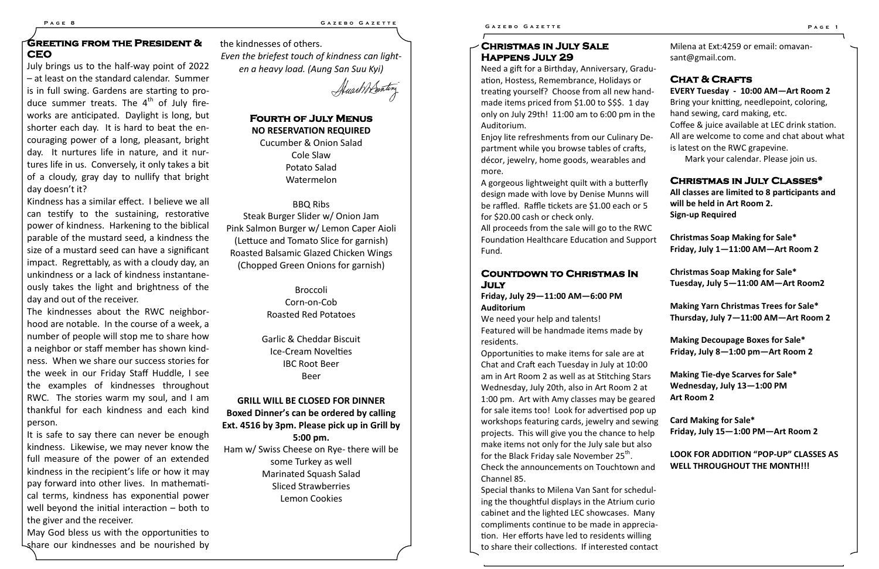## Greeting from the President & CEO

July brings us to the half-way point of 2022 – at least on the standard calendar. Summer is in full swing. Gardens are starting to produce summer treats. The 4th of July fireworks are anticipated. Daylight is long, but shorter each day. It is hard to beat the encouraging power of a long, pleasant, bright day. It nurtures life in nature, and it nurtures life in us. Conversely, it only takes a bit of a cloudy, gray day to nullify that bright day doesn't it?

Kindness has a similar effect. I believe we all can testify to the sustaining, restorative power of kindness. Harkening to the biblical parable of the mustard seed, a kindness the size of a mustard seed can have a significant impact. Regrettably, as with a cloudy day, an unkindness or a lack of kindness instantaneously takes the light and brightness of the day and out of the receiver.

The kindnesses about the RWC neighborhood are notable. In the course of a week, a number of people will stop me to share how a neighbor or staff member has shown kindness. When we share our success stories for the week in our Friday Staff Huddle, I see the examples of kindnesses throughout RWC. The stories warm my soul, and I am thankful for each kindness and each kind person.

It is safe to say there can never be enough kindness. Likewise, we may never know the full measure of the power of an extended kindness in the recipient's life or how it may pay forward into other lives. In mathematical terms, kindness has exponential power well beyond the initial interaction – both to the giver and the receiver.

May God bless us with the opportunities to share our kindnesses and be nourished by the kindnesses of others.

*Even the briefest touch of kindness can lighten a heavy load. (Aung San Suu Kyi)*

## Fourth of July Menus

**NO RESERVATION REQUIRED**

Cucumber & Onion Salad
Cole Slaw
Potato Salad
Watermelon

BBQ Ribs
Steak Burger Slider w/ Onion Jam
Pink Salmon Burger w/ Lemon Caper Aioli
(Lettuce and Tomato Slice for garnish)
Roasted Balsamic Glazed Chicken Wings
(Chopped Green Onions for garnish)

Broccoli
Corn-on-Cob
Roasted Red Potatoes

Garlic & Cheddar Biscuit
Ice-Cream Novelties
IBC Root Beer
Beer

**GRILL WILL BE CLOSED FOR DINNER**
**Boxed Dinner's can be ordered by calling Ext. 4516 by 3pm. Please pick up in Grill by 5:00 pm.**

Ham w/ Swiss Cheese on Rye- there will be some Turkey as well
Marinated Squash Salad
Sliced Strawberries
Lemon Cookies

## Christmas in July Sale Happens July 29

Need a gift for a Birthday, Anniversary, Graduation, Hostess, Remembrance, Holidays or treating yourself? Choose from all new handmade items priced from $1.00 to $$$. 1 day only on July 29th! 11:00 am to 6:00 pm in the Auditorium.

Enjoy lite refreshments from our Culinary Department while you browse tables of crafts, décor, jewelry, home goods, wearables and more.

A gorgeous lightweight quilt with a butterfly design made with love by Denise Munns will be raffled. Raffle tickets are $1.00 each or 5 for $20.00 cash or check only.

All proceeds from the sale will go to the RWC Foundation Healthcare Education and Support Fund.

## Countdown to Christmas In July

**Friday, July 29—11:00 AM—6:00 PM**
**Auditorium**

We need your help and talents!

Featured will be handmade items made by residents.

Opportunities to make items for sale are at Chat and Craft each Tuesday in July at 10:00 am in Art Room 2 as well as at Stitching Stars Wednesday, July 20th, also in Art Room 2 at 1:00 pm. Art with Amy classes may be geared for sale items too! Look for advertised pop up workshops featuring cards, jewelry and sewing projects. This will give you the chance to help make items not only for the July sale but also for the Black Friday sale November 25th.

Check the announcements on Touchtown and Channel 85.

Special thanks to Milena Van Sant for scheduling the thoughtful displays in the Atrium curio cabinet and the lighted LEC showcases. Many compliments continue to be made in appreciation. Her efforts have led to residents willing to share their collections. If interested contact Milena at Ext:4259 or email: omavansant@gmail.com.

## Chat & Crafts

**EVERY Tuesday - 10:00 AM—Art Room 2**

Bring your knitting, needlepoint, coloring, hand sewing, card making, etc.

Coffee & juice available at LEC drink station.

All are welcome to come and chat about what is latest on the RWC grapevine.

Mark your calendar. Please join us.

## Christmas in July Classes*

**All classes are limited to 8 participants and will be held in Art Room 2.**
**Sign-up Required**

**Christmas Soap Making for Sale***
**Friday, July 1—11:00 AM—Art Room 2**

**Christmas Soap Making for Sale***
**Tuesday, July 5—11:00 AM—Art Room2**

**Making Yarn Christmas Trees for Sale***
**Thursday, July 7—11:00 AM—Art Room 2**

**Making Decoupage Boxes for Sale***
**Friday, July 8—1:00 pm—Art Room 2**

**Making Tie-dye Scarves for Sale***
**Wednesday, July 13—1:00 PM**
**Art Room 2**

**Card Making for Sale***
**Friday, July 15—1:00 PM—Art Room 2**

**LOOK FOR ADDITION "POP-UP" CLASSES AS WELL THROUGHOUT THE MONTH!!!**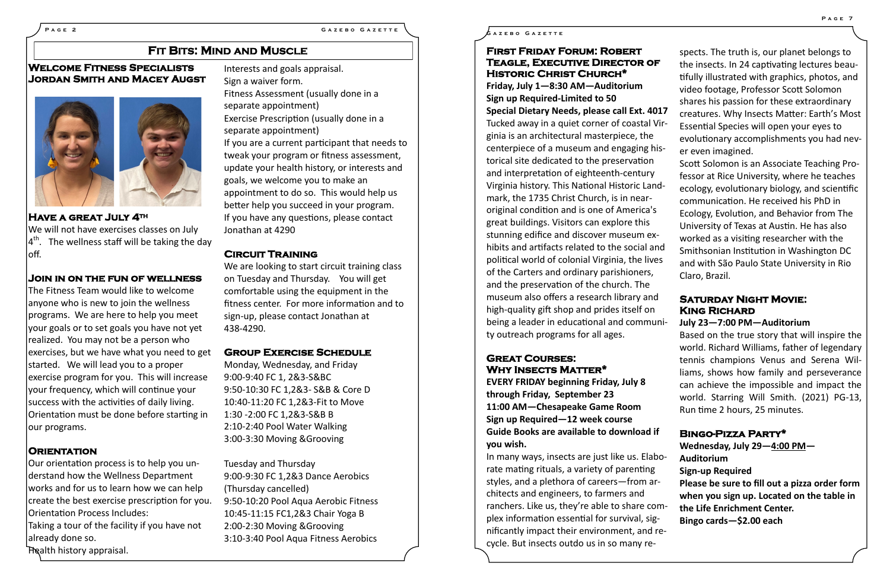# Fit Bits: Mind and Muscle

## Welcome Fitness Specialists Jordan Smith and Macey Augst

## Have a great July 4th

We will not have exercises classes on July 4th. The wellness staff will be taking the day off.

## Join in on the fun of wellness

The Fitness Team would like to welcome anyone who is new to join the wellness programs. We are here to help you meet your goals or to set goals you have not yet realized. You may not be a person who exercises, but we have what you need to get started. We will lead you to a proper exercise program for you. This will increase your frequency, which will continue your success with the activities of daily living. Orientation must be done before starting in our programs.

## Orientation

Our orientation process is to help you understand how the Wellness Department works and for us to learn how we can help create the best exercise prescription for you.

Orientation Process Includes:

Taking a tour of the facility if you have not already done so.

Health history appraisal.

Interests and goals appraisal.

Sign a waiver form.

Fitness Assessment (usually done in a separate appointment)

Exercise Prescription (usually done in a separate appointment)

If you are a current participant that needs to tweak your program or fitness assessment, update your health history, or interests and goals, we welcome you to make an appointment to do so. This would help us better help you succeed in your program.

If you have any questions, please contact Jonathan at 4290

## Circuit Training

We are looking to start circuit training class on Tuesday and Thursday. You will get comfortable using the equipment in the fitness center. For more information and to sign-up, please contact Jonathan at 438-4290.

## Group Exercise Schedule

Monday, Wednesday, and Friday

9:00-9:40 FC 1, 2&3-S&BC

9:50-10:30 FC 1,2&3- S&B & Core D

10:40-11:20 FC 1,2&3-Fit to Move

1:30 -2:00 FC 1,2&3-S&B B

2:10-2:40 Pool Water Walking

3:00-3:30 Moving &Grooving

Tuesday and Thursday

9:00-9:30 FC 1,2&3 Dance Aerobics (Thursday cancelled)

9:50-10:20 Pool Aqua Aerobic Fitness

10:45-11:15 FC1,2&3 Chair Yoga B

2:00-2:30 Moving &Grooving

3:10-3:40 Pool Aqua Fitness Aerobics

## First Friday Forum: Robert Teagle, Executive Director of Historic Christ Church*

**Friday, July 1—8:30 AM—Auditorium**
**Sign up Required-Limited to 50**
**Special Dietary Needs, please call Ext. 4017**

Tucked away in a quiet corner of coastal Virginia is an architectural masterpiece, the centerpiece of a museum and engaging historical site dedicated to the preservation and interpretation of eighteenth-century Virginia history. This National Historic Landmark, the 1735 Christ Church, is in near-original condition and is one of America's great buildings. Visitors can explore this stunning edifice and discover museum exhibits and artifacts related to the social and political world of colonial Virginia, the lives of the Carters and ordinary parishioners, and the preservation of the church. The museum also offers a research library and high-quality gift shop and prides itself on being a leader in educational and community outreach programs for all ages.

## Great Courses: Why Insects Matter*

**EVERY FRIDAY beginning Friday, July 8 through Friday, September 23**
**11:00 AM—Chesapeake Game Room**
**Sign up Required—12 week course**
**Guide Books are available to download if you wish.**

In many ways, insects are just like us. Elaborate mating rituals, a variety of parenting styles, and a plethora of careers—from architects and engineers, to farmers and ranchers. Like us, they're able to share complex information essential for survival, significantly impact their environment, and recycle. But insects outdo us in so many respects. The truth is, our planet belongs to the insects. In 24 captivating lectures beautifully illustrated with graphics, photos, and video footage, Professor Scott Solomon shares his passion for these extraordinary creatures. Why Insects Matter: Earth's Most Essential Species will open your eyes to evolutionary accomplishments you had never even imagined.

Scott Solomon is an Associate Teaching Professor at Rice University, where he teaches ecology, evolutionary biology, and scientific communication. He received his PhD in Ecology, Evolution, and Behavior from The University of Texas at Austin. He has also worked as a visiting researcher with the Smithsonian Institution in Washington DC and with São Paulo State University in Rio Claro, Brazil.

## Saturday Night Movie: King Richard

**July 23—7:00 PM—Auditorium**

Based on the true story that will inspire the world. Richard Williams, father of legendary tennis champions Venus and Serena Williams, shows how family and perseverance can achieve the impossible and impact the world. Starring Will Smith. (2021) PG-13, Run time 2 hours, 25 minutes.

## Bingo-Pizza Party*

**Wednesday, July 29—4:00 PM—Auditorium**
**Sign-up Required**
**Please be sure to fill out a pizza order form when you sign up. Located on the table in the Life Enrichment Center.**
**Bingo cards—$2.00 each**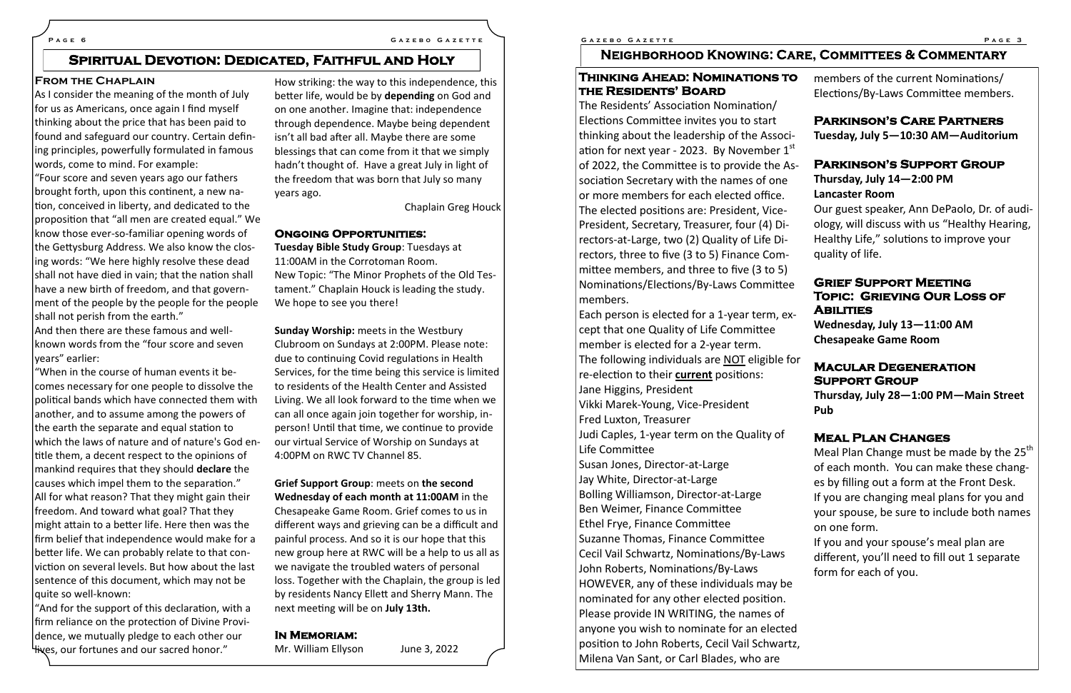## Spiritual Devotion: Dedicated, Faithful and Holy

### From the Chaplain

As I consider the meaning of the month of July for us as Americans, once again I find myself thinking about the price that has been paid to found and safeguard our country. Certain defining principles, powerfully formulated in famous words, come to mind. For example:

"Four score and seven years ago our fathers brought forth, upon this continent, a new nation, conceived in liberty, and dedicated to the proposition that "all men are created equal." We know those ever-so-familiar opening words of the Gettysburg Address. We also know the closing words: "We here highly resolve these dead shall not have died in vain; that the nation shall have a new birth of freedom, and that government of the people by the people for the people shall not perish from the earth."

And then there are these famous and well-known words from the "four score and seven years" earlier:

"When in the course of human events it becomes necessary for one people to dissolve the political bands which have connected them with another, and to assume among the powers of the earth the separate and equal station to which the laws of nature and of nature's God entitle them, a decent respect to the opinions of mankind requires that they should **declare** the causes which impel them to the separation." All for what reason? That they might gain their freedom. And toward what goal? That they might attain to a better life. Here then was the firm belief that independence would make for a better life. We can probably relate to that conviction on several levels. But how about the last sentence of this document, which may not be quite so well-known:

"And for the support of this declaration, with a firm reliance on the protection of Divine Providence, we mutually pledge to each other our lives, our fortunes and our sacred honor."

How striking: the way to this independence, this better life, would be by **depending** on God and on one another. Imagine that: independence through dependence. Maybe being dependent isn't all bad after all. Maybe there are some blessings that can come from it that we simply hadn't thought of. Have a great July in light of the freedom that was born that July so many years ago.

Chaplain Greg Houck

### Ongoing Opportunities:

**Tuesday Bible Study Group**: Tuesdays at 11:00AM in the Corrotoman Room.
New Topic: "The Minor Prophets of the Old Testament." Chaplain Houck is leading the study. We hope to see you there!

**Sunday Worship:** meets in the Westbury Clubroom on Sundays at 2:00PM. Please note: due to continuing Covid regulations in Health Services, for the time being this service is limited to residents of the Health Center and Assisted Living. We all look forward to the time when we can all once again join together for worship, in-person! Until that time, we continue to provide our virtual Service of Worship on Sundays at 4:00PM on RWC TV Channel 85.

**Grief Support Group**: meets on **the second Wednesday of each month at 11:00AM** in the Chesapeake Game Room. Grief comes to us in different ways and grieving can be a difficult and painful process. And so it is our hope that this new group here at RWC will be a help to us all as we navigate the troubled waters of personal loss. Together with the Chaplain, the group is led by residents Nancy Ellett and Sherry Mann. The next meeting will be on **July 13th.**

### In Memoriam:

Mr. William Ellyson June 3, 2022

## Neighborhood Knowing: Care, Committees & Commentary

### Thinking Ahead: Nominations to the Residents' Board

The Residents' Association Nomination/Elections Committee invites you to start thinking about the leadership of the Association for next year - 2023. By November 1st of 2022, the Committee is to provide the Association Secretary with the names of one or more members for each elected office. The elected positions are: President, Vice-President, Secretary, Treasurer, four (4) Directors-at-Large, two (2) Quality of Life Directors, three to five (3 to 5) Finance Committee members, and three to five (3 to 5) Nominations/Elections/By-Laws Committee members.

Each person is elected for a 1-year term, except that one Quality of Life Committee member is elected for a 2-year term.

The following individuals are NOT eligible for re-election to their **current** positions:

Jane Higgins, President
Vikki Marek-Young, Vice-President
Fred Luxton, Treasurer
Judi Caples, 1-year term on the Quality of Life Committee
Susan Jones, Director-at-Large
Jay White, Director-at-Large
Bolling Williamson, Director-at-Large
Ben Weimer, Finance Committee
Ethel Frye, Finance Committee
Suzanne Thomas, Finance Committee
Cecil Vail Schwartz, Nominations/By-Laws
John Roberts, Nominations/By-Laws

HOWEVER, any of these individuals may be nominated for any other elected position. Please provide IN WRITING, the names of anyone you wish to nominate for an elected position to John Roberts, Cecil Vail Schwartz, Milena Van Sant, or Carl Blades, who are members of the current Nominations/Elections/By-Laws Committee members.

### Parkinson's Care Partners

**Tuesday, July 5—10:30 AM—Auditorium**

### Parkinson's Support Group

**Thursday, July 14—2:00 PM**
**Lancaster Room**

Our guest speaker, Ann DePaolo, Dr. of audiology, will discuss with us "Healthy Hearing, Healthy Life," solutions to improve your quality of life.

### Grief Support Meeting Topic: Grieving Our Loss of Abilities

**Wednesday, July 13—11:00 AM**
**Chesapeake Game Room**

### Macular Degeneration Support Group

**Thursday, July 28—1:00 PM—Main Street Pub**

### Meal Plan Changes

Meal Plan Change must be made by the 25th of each month. You can make these changes by filling out a form at the Front Desk. If you are changing meal plans for you and your spouse, be sure to include both names on one form.

If you and your spouse's meal plan are different, you'll need to fill out 1 separate form for each of you.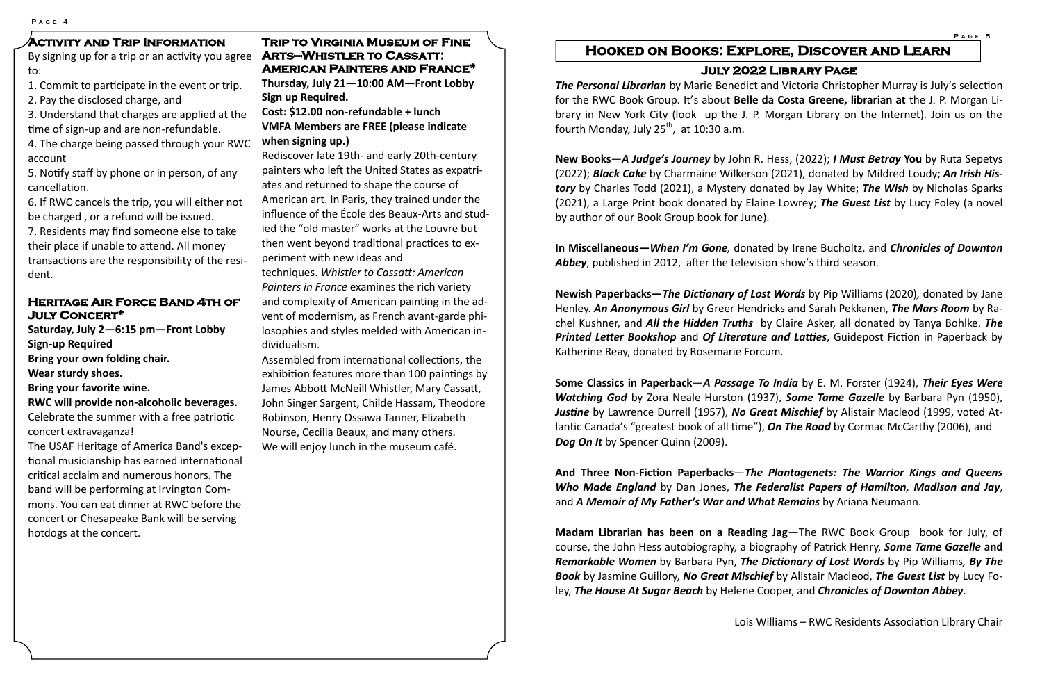## Activity and Trip Information

By signing up for a trip or an activity you agree to:

1. Commit to participate in the event or trip.
2. Pay the disclosed charge, and
3. Understand that charges are applied at the time of sign-up and are non-refundable.
4. The charge being passed through your RWC account
5. Notify staff by phone or in person, of any cancellation.
6. If RWC cancels the trip, you will either not be charged , or a refund will be issued.
7. Residents may find someone else to take their place if unable to attend. All money transactions are the responsibility of the resident.

## Heritage Air Force Band 4th of July Concert*

**Saturday, July 2—6:15 pm—Front Lobby**
**Sign-up Required**
**Bring your own folding chair.**
**Wear sturdy shoes.**
**Bring your favorite wine.**
**RWC will provide non-alcoholic beverages.**

Celebrate the summer with a free patriotic concert extravaganza!

The USAF Heritage of America Band's exceptional musicianship has earned international critical acclaim and numerous honors. The band will be performing at Irvington Commons. You can eat dinner at RWC before the concert or Chesapeake Bank will be serving hotdogs at the concert.

## Trip to Virginia Museum of Fine Arts–Whistler to Cassatt: American Painters and France*

**Thursday, July 21—10:00 AM—Front Lobby**
**Sign up Required.**
**Cost: $12.00 non-refundable + lunch**
**VMFA Members are FREE (please indicate when signing up.)**

Rediscover late 19th- and early 20th-century painters who left the United States as expatriates and returned to shape the course of American art. In Paris, they trained under the influence of the École des Beaux-Arts and studied the "old master" works at the Louvre but then went beyond traditional practices to experiment with new ideas and techniques. *Whistler to Cassatt: American Painters in France* examines the rich variety and complexity of American painting in the advent of modernism, as French avant-garde philosophies and styles melded with American individualism.

Assembled from international collections, the exhibition features more than 100 paintings by James Abbott McNeill Whistler, Mary Cassatt, John Singer Sargent, Childe Hassam, Theodore Robinson, Henry Ossawa Tanner, Elizabeth Nourse, Cecilia Beaux, and many others. We will enjoy lunch in the museum café.

# Hooked on Books: Explore, Discover and Learn

## July 2022 Library Page

***The Personal Librarian*** by Marie Benedict and Victoria Christopher Murray is July's selection for the RWC Book Group. It's about **Belle da Costa Greene, librarian at** the J. P. Morgan Library in New York City (look up the J. P. Morgan Library on the Internet). Join us on the fourth Monday, July 25th, at 10:30 a.m.

**New Books**—***A Judge's Journey*** by John R. Hess, (2022); ***I Must Betray* You** by Ruta Sepetys (2022); ***Black Cake*** by Charmaine Wilkerson (2021), donated by Mildred Loudy; ***An Irish History*** by Charles Todd (2021), a Mystery donated by Jay White; ***The Wish*** by Nicholas Sparks (2021), a Large Print book donated by Elaine Lowrey; ***The Guest List*** by Lucy Foley (a novel by author of our Book Group book for June).

**In Miscellaneous—*When I'm Gone*,** donated by Irene Bucholtz, and ***Chronicles of Downton Abbey***, published in 2012, after the television show's third season.

**Newish Paperbacks—*The Dictionary of Lost Words*** by Pip Williams (2020), donated by Jane Henley. ***An Anonymous Girl*** by Greer Hendricks and Sarah Pekkanen, ***The Mars Room*** by Rachel Kushner, and ***All the Hidden Truths*** by Claire Asker, all donated by Tanya Bohlke. ***The Printed Letter Bookshop*** and ***Of Literature and Latties***, Guidepost Fiction in Paperback by Katherine Reay, donated by Rosemarie Forcum.

**Some Classics in Paperback**—***A Passage To India*** by E. M. Forster (1924), ***Their Eyes Were Watching God*** by Zora Neale Hurston (1937), ***Some Tame Gazelle*** by Barbara Pyn (1950), ***Justine*** by Lawrence Durrell (1957), ***No Great Mischief*** by Alistair Macleod (1999, voted Atlantic Canada's "greatest book of all time"), ***On The Road*** by Cormac McCarthy (2006), and ***Dog On It*** by Spencer Quinn (2009).

**And Three Non-Fiction Paperbacks**—***The Plantagenets: The Warrior Kings and Queens Who Made England*** by Dan Jones, ***The Federalist Papers of Hamilton, Madison and Jay***, and ***A Memoir of My Father's War and What Remains*** by Ariana Neumann.

**Madam Librarian has been on a Reading Jag**—The RWC Book Group book for July, of course, the John Hess autobiography, a biography of Patrick Henry, ***Some Tame Gazelle* and *Remarkable Women*** by Barbara Pyn, ***The Dictionary of Lost Words*** by Pip Williams, ***By The Book*** by Jasmine Guillory, ***No Great Mischief*** by Alistair Macleod, ***The Guest List*** by Lucy Foley, ***The House At Sugar Beach*** by Helene Cooper, and ***Chronicles of Downton Abbey***.

Lois Williams – RWC Residents Association Library Chair